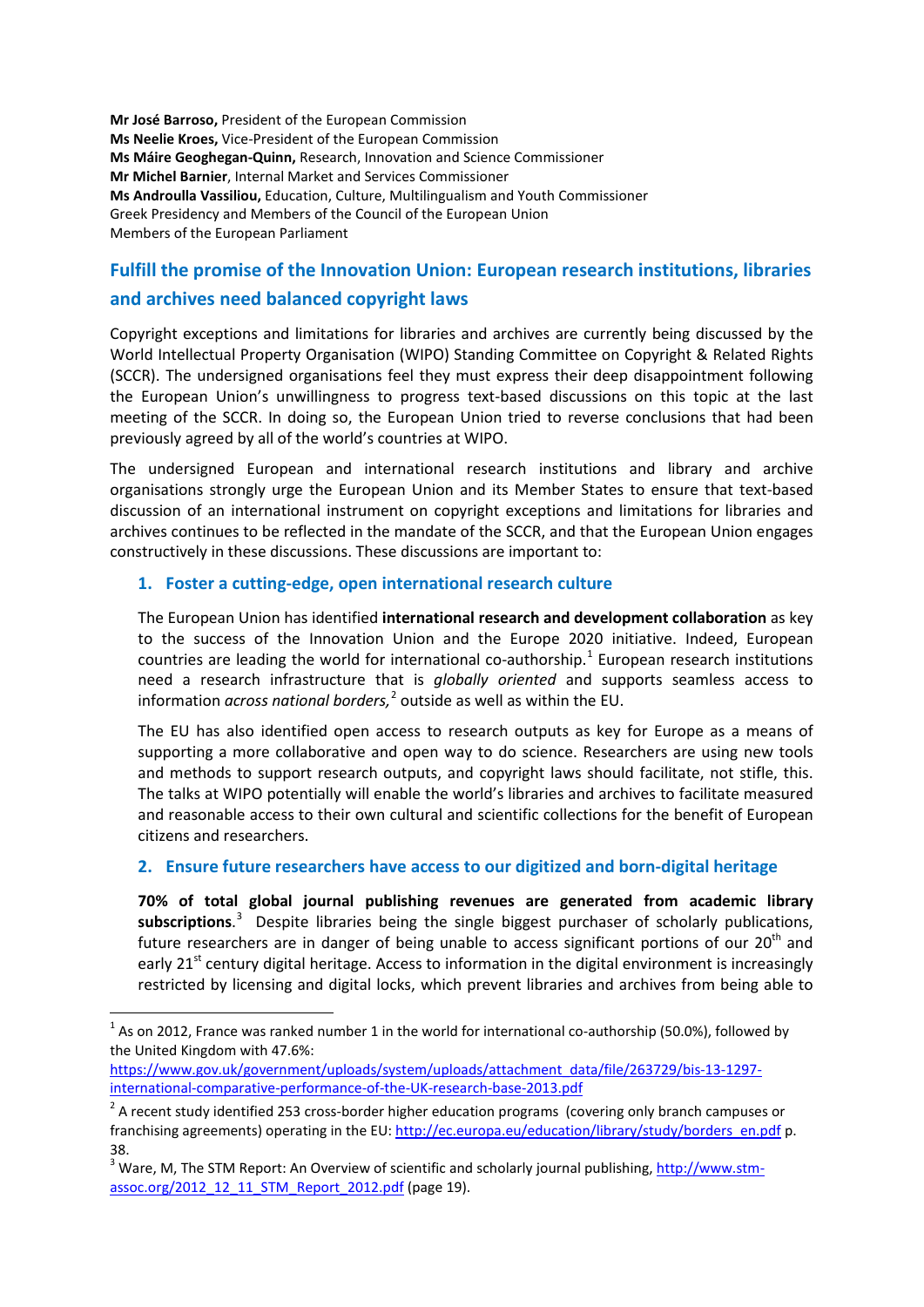**Mr José Barroso,** President of the European Commission
**Ms Neelie Kroes,** Vice-President of the European Commission
**Ms Máire Geoghegan-Quinn,** Research, Innovation and Science Commissioner
**Mr Michel Barnier**, Internal Market and Services Commissioner
**Ms Androulla Vassiliou,** Education, Culture, Multilingualism and Youth Commissioner
Greek Presidency and Members of the Council of the European Union
Members of the European Parliament

## Fulfill the promise of the Innovation Union: European research institutions, libraries and archives need balanced copyright laws

Copyright exceptions and limitations for libraries and archives are currently being discussed by the World Intellectual Property Organisation (WIPO) Standing Committee on Copyright & Related Rights (SCCR). The undersigned organisations feel they must express their deep disappointment following the European Union's unwillingness to progress text-based discussions on this topic at the last meeting of the SCCR. In doing so, the European Union tried to reverse conclusions that had been previously agreed by all of the world's countries at WIPO.

The undersigned European and international research institutions and library and archive organisations strongly urge the European Union and its Member States to ensure that text-based discussion of an international instrument on copyright exceptions and limitations for libraries and archives continues to be reflected in the mandate of the SCCR, and that the European Union engages constructively in these discussions. These discussions are important to:

### 1. Foster a cutting-edge, open international research culture

The European Union has identified **international research and development collaboration** as key to the success of the Innovation Union and the Europe 2020 initiative. Indeed, European countries are leading the world for international co-authorship.[1] European research institutions need a research infrastructure that is *globally oriented* and supports seamless access to information *across national borders,*[2] outside as well as within the EU.

The EU has also identified open access to research outputs as key for Europe as a means of supporting a more collaborative and open way to do science. Researchers are using new tools and methods to support research outputs, and copyright laws should facilitate, not stifle, this. The talks at WIPO potentially will enable the world's libraries and archives to facilitate measured and reasonable access to their own cultural and scientific collections for the benefit of European citizens and researchers.

### 2. Ensure future researchers have access to our digitized and born-digital heritage

**70% of total global journal publishing revenues are generated from academic library subscriptions**.[3] Despite libraries being the single biggest purchaser of scholarly publications, future researchers are in danger of being unable to access significant portions of our 20th and early 21st century digital heritage. Access to information in the digital environment is increasingly restricted by licensing and digital locks, which prevent libraries and archives from being able to

---

[1] As on 2012, France was ranked number 1 in the world for international co-authorship (50.0%), followed by the United Kingdom with 47.6%: https://www.gov.uk/government/uploads/system/uploads/attachment_data/file/263729/bis-13-1297-international-comparative-performance-of-the-UK-research-base-2013.pdf

[2] A recent study identified 253 cross-border higher education programs (covering only branch campuses or franchising agreements) operating in the EU: http://ec.europa.eu/education/library/study/borders_en.pdf p. 38.

[3] Ware, M, The STM Report: An Overview of scientific and scholarly journal publishing, http://www.stm-assoc.org/2012_12_11_STM_Report_2012.pdf (page 19).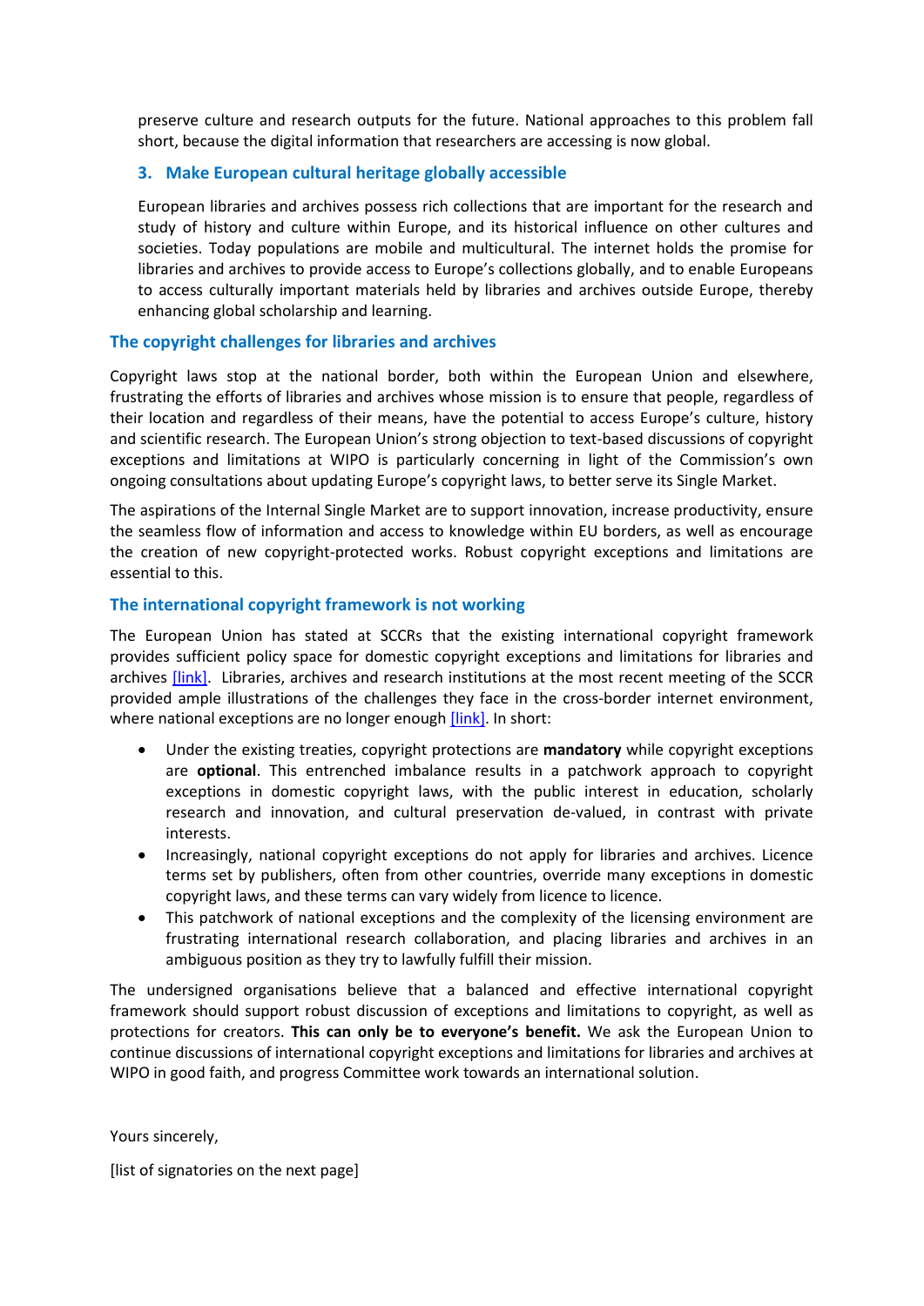preserve culture and research outputs for the future. National approaches to this problem fall short, because the digital information that researchers are accessing is now global.

### 3. Make European cultural heritage globally accessible

European libraries and archives possess rich collections that are important for the research and study of history and culture within Europe, and its historical influence on other cultures and societies. Today populations are mobile and multicultural. The internet holds the promise for libraries and archives to provide access to Europe's collections globally, and to enable Europeans to access culturally important materials held by libraries and archives outside Europe, thereby enhancing global scholarship and learning.

## The copyright challenges for libraries and archives

Copyright laws stop at the national border, both within the European Union and elsewhere, frustrating the efforts of libraries and archives whose mission is to ensure that people, regardless of their location and regardless of their means, have the potential to access Europe's culture, history and scientific research. The European Union's strong objection to text-based discussions of copyright exceptions and limitations at WIPO is particularly concerning in light of the Commission's own ongoing consultations about updating Europe's copyright laws, to better serve its Single Market.

The aspirations of the Internal Single Market are to support innovation, increase productivity, ensure the seamless flow of information and access to knowledge within EU borders, as well as encourage the creation of new copyright-protected works. Robust copyright exceptions and limitations are essential to this.

## The international copyright framework is not working

The European Union has stated at SCCRs that the existing international copyright framework provides sufficient policy space for domestic copyright exceptions and limitations for libraries and archives [link]. Libraries, archives and research institutions at the most recent meeting of the SCCR provided ample illustrations of the challenges they face in the cross-border internet environment, where national exceptions are no longer enough [link]. In short:

- Under the existing treaties, copyright protections are **mandatory** while copyright exceptions are **optional**. This entrenched imbalance results in a patchwork approach to copyright exceptions in domestic copyright laws, with the public interest in education, scholarly research and innovation, and cultural preservation de-valued, in contrast with private interests.
- Increasingly, national copyright exceptions do not apply for libraries and archives. Licence terms set by publishers, often from other countries, override many exceptions in domestic copyright laws, and these terms can vary widely from licence to licence.
- This patchwork of national exceptions and the complexity of the licensing environment are frustrating international research collaboration, and placing libraries and archives in an ambiguous position as they try to lawfully fulfill their mission.

The undersigned organisations believe that a balanced and effective international copyright framework should support robust discussion of exceptions and limitations to copyright, as well as protections for creators. **This can only be to everyone's benefit.** We ask the European Union to continue discussions of international copyright exceptions and limitations for libraries and archives at WIPO in good faith, and progress Committee work towards an international solution.

Yours sincerely,

[list of signatories on the next page]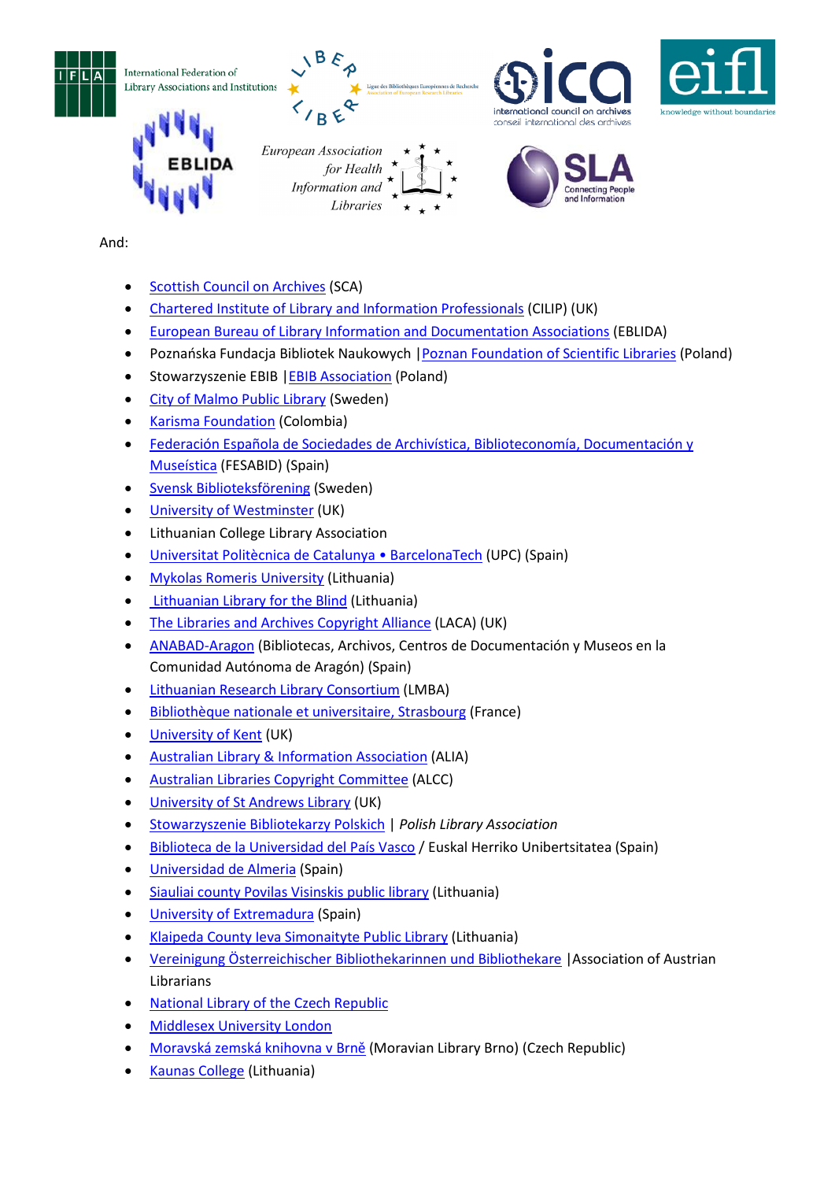And:

- Scottish Council on Archives (SCA)
- Chartered Institute of Library and Information Professionals (CILIP) (UK)
- European Bureau of Library Information and Documentation Associations (EBLIDA)
- Poznańska Fundacja Bibliotek Naukowych | Poznan Foundation of Scientific Libraries (Poland)
- Stowarzyszenie EBIB | EBIB Association (Poland)
- City of Malmo Public Library (Sweden)
- Karisma Foundation (Colombia)
- Federación Española de Sociedades de Archivística, Biblioteconomía, Documentación y Museística (FESABID) (Spain)
- Svensk Biblioteksförening (Sweden)
- University of Westminster (UK)
- Lithuanian College Library Association
- Universitat Politècnica de Catalunya • BarcelonaTech (UPC) (Spain)
- Mykolas Romeris University (Lithuania)
- Lithuanian Library for the Blind (Lithuania)
- The Libraries and Archives Copyright Alliance (LACA) (UK)
- ANABAD-Aragon (Bibliotecas, Archivos, Centros de Documentación y Museos en la Comunidad Autónoma de Aragón) (Spain)
- Lithuanian Research Library Consortium (LMBA)
- Bibliothèque nationale et universitaire, Strasbourg (France)
- University of Kent (UK)
- Australian Library & Information Association (ALIA)
- Australian Libraries Copyright Committee (ALCC)
- University of St Andrews Library (UK)
- Stowarzyszenie Bibliotekarzy Polskich | *Polish Library Association*
- Biblioteca de la Universidad del País Vasco / Euskal Herriko Unibertsitatea (Spain)
- Universidad de Almeria (Spain)
- Siauliai county Povilas Visinskis public library (Lithuania)
- University of Extremadura (Spain)
- Klaipeda County Ieva Simonaityte Public Library (Lithuania)
- Vereinigung Österreichischer Bibliothekarinnen und Bibliothekare | Association of Austrian Librarians
- National Library of the Czech Republic
- Middlesex University London
- Moravská zemská knihovna v Brně (Moravian Library Brno) (Czech Republic)
- Kaunas College (Lithuania)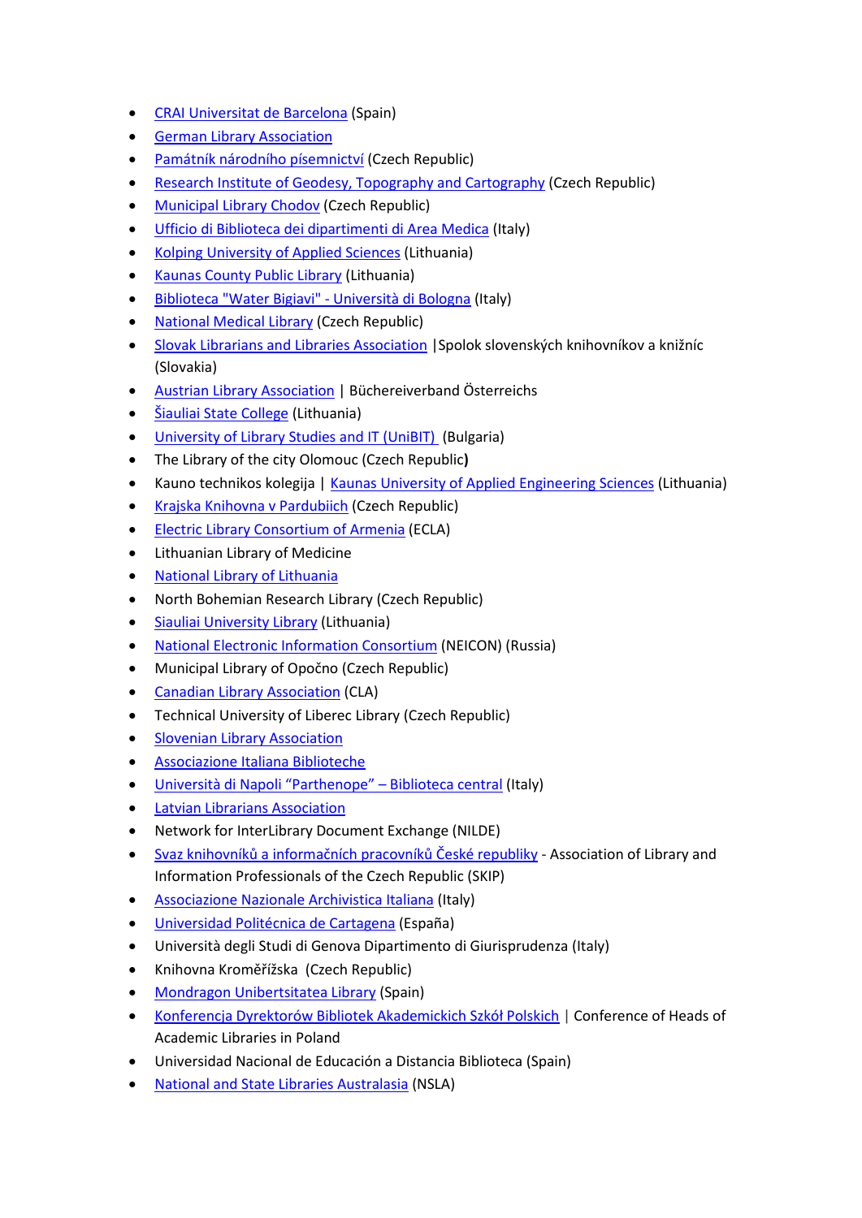- CRAI Universitat de Barcelona (Spain)
- German Library Association
- Památník národního písemnictví (Czech Republic)
- Research Institute of Geodesy, Topography and Cartography (Czech Republic)
- Municipal Library Chodov (Czech Republic)
- Ufficio di Biblioteca dei dipartimenti di Area Medica (Italy)
- Kolping University of Applied Sciences (Lithuania)
- Kaunas County Public Library (Lithuania)
- Biblioteca "Water Bigiavi" - Università di Bologna (Italy)
- National Medical Library (Czech Republic)
- Slovak Librarians and Libraries Association |Spolok slovenských knihovníkov a knižníc (Slovakia)
- Austrian Library Association | Büchereiverband Österreichs
- Šiauliai State College (Lithuania)
- University of Library Studies and IT (UniBIT) (Bulgaria)
- The Library of the city Olomouc (Czech Republic**)**
- Kauno technikos kolegija | Kaunas University of Applied Engineering Sciences (Lithuania)
- Krajska Knihovna v Pardubiich (Czech Republic)
- Electric Library Consortium of Armenia (ECLA)
- Lithuanian Library of Medicine
- National Library of Lithuania
- North Bohemian Research Library (Czech Republic)
- Siauliai University Library (Lithuania)
- National Electronic Information Consortium (NEICON) (Russia)
- Municipal Library of Opočno (Czech Republic)
- Canadian Library Association (CLA)
- Technical University of Liberec Library (Czech Republic)
- Slovenian Library Association
- Associazione Italiana Biblioteche
- Università di Napoli "Parthenope" – Biblioteca central (Italy)
- Latvian Librarians Association
- Network for InterLibrary Document Exchange (NILDE)
- Svaz knihovníků a informačních pracovníků České republiky - Association of Library and Information Professionals of the Czech Republic (SKIP)
- Associazione Nazionale Archivistica Italiana (Italy)
- Universidad Politécnica de Cartagena (España)
- Università degli Studi di Genova Dipartimento di Giurisprudenza (Italy)
- Knihovna Kroměřížska (Czech Republic)
- Mondragon Unibertsitatea Library (Spain)
- Konferencja Dyrektorów Bibliotek Akademickich Szkół Polskich | Conference of Heads of Academic Libraries in Poland
- Universidad Nacional de Educación a Distancia Biblioteca (Spain)
- National and State Libraries Australasia (NSLA)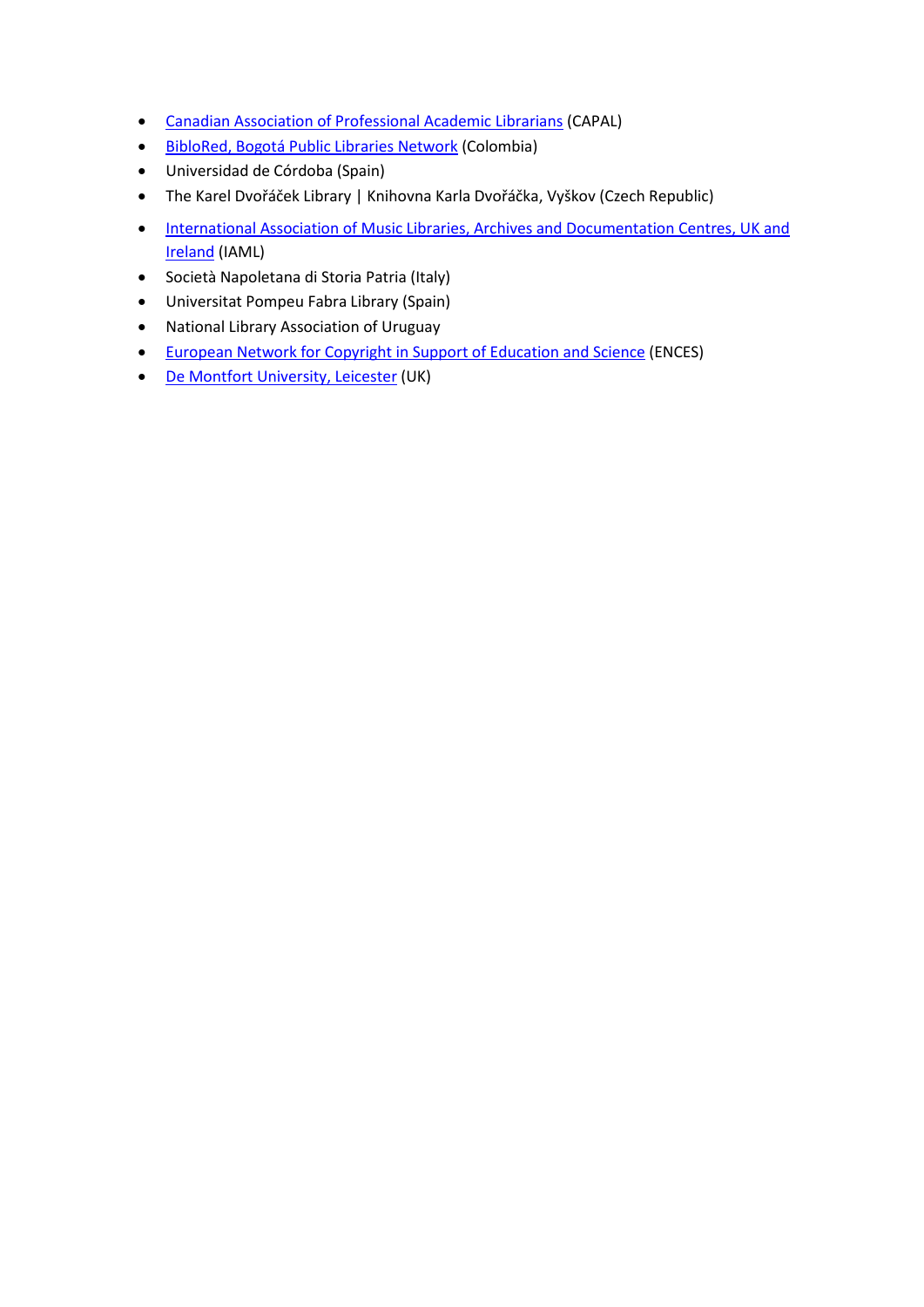- Canadian Association of Professional Academic Librarians (CAPAL)
- BibloRed, Bogotá Public Libraries Network (Colombia)
- Universidad de Córdoba (Spain)
- The Karel Dvořáček Library | Knihovna Karla Dvořáčka, Vyškov (Czech Republic)
- International Association of Music Libraries, Archives and Documentation Centres, UK and Ireland (IAML)
- Società Napoletana di Storia Patria (Italy)
- Universitat Pompeu Fabra Library (Spain)
- National Library Association of Uruguay
- European Network for Copyright in Support of Education and Science (ENCES)
- De Montfort University, Leicester (UK)